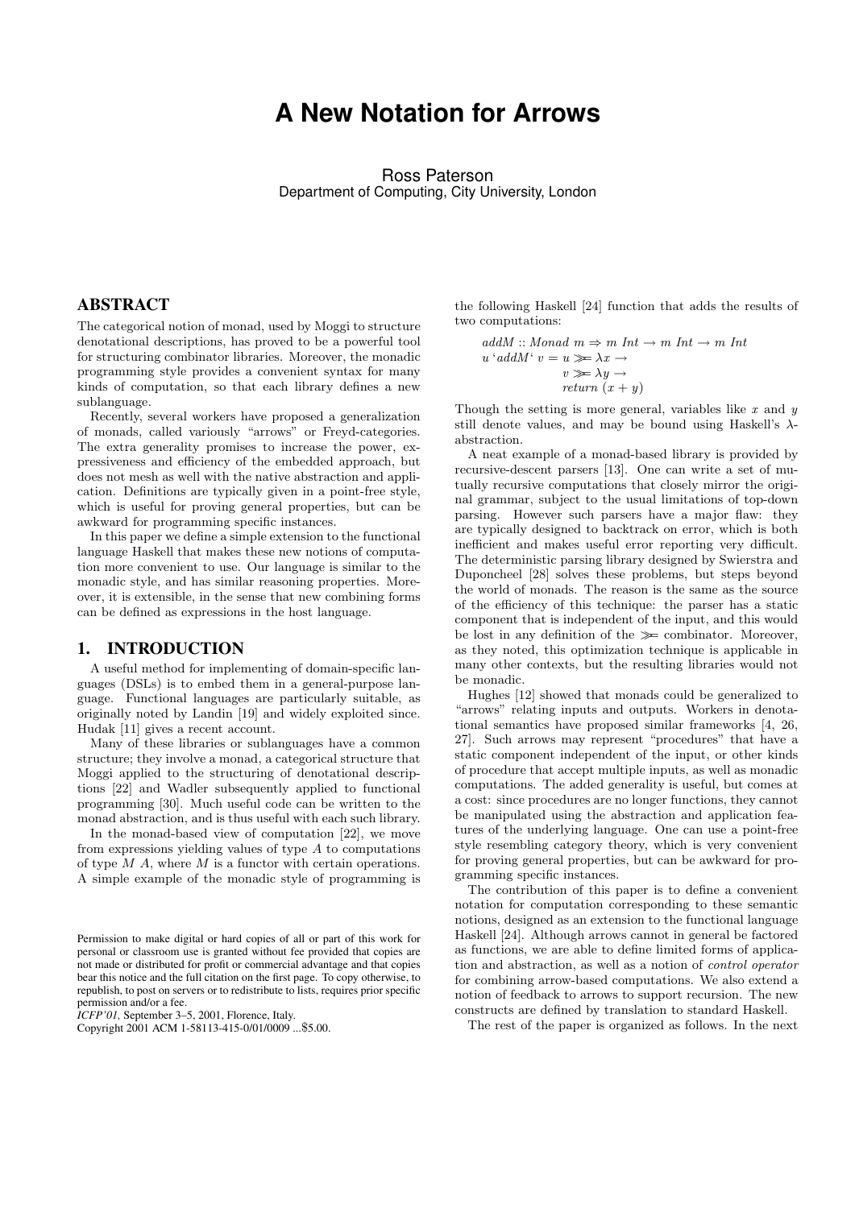# A New Notation for Arrows

Ross Paterson
Department of Computing, City University, London

## ABSTRACT

The categorical notion of monad, used by Moggi to structure denotational descriptions, has proved to be a powerful tool for structuring combinator libraries. Moreover, the monadic programming style provides a convenient syntax for many kinds of computation, so that each library defines a new sublanguage.

Recently, several workers have proposed a generalization of monads, called variously "arrows" or Freyd-categories. The extra generality promises to increase the power, expressiveness and efficiency of the embedded approach, but does not mesh as well with the native abstraction and application. Definitions are typically given in a point-free style, which is useful for proving general properties, but can be awkward for programming specific instances.

In this paper we define a simple extension to the functional language Haskell that makes these new notions of computation more convenient to use. Our language is similar to the monadic style, and has similar reasoning properties. Moreover, it is extensible, in the sense that new combining forms can be defined as expressions in the host language.

## 1. INTRODUCTION

A useful method for implementing of domain-specific languages (DSLs) is to embed them in a general-purpose language. Functional languages are particularly suitable, as originally noted by Landin [19] and widely exploited since. Hudak [11] gives a recent account.

Many of these libraries or sublanguages have a common structure; they involve a monad, a categorical structure that Moggi applied to the structuring of denotational descriptions [22] and Wadler subsequently applied to functional programming [30]. Much useful code can be written to the monad abstraction, and is thus useful with each such library.

In the monad-based view of computation [22], we move from expressions yielding values of type $A$ to computations of type $M\ A$, where $M$ is a functor with certain operations. A simple example of the monadic style of programming is the following Haskell [24] function that adds the results of two computations:

$$
\begin{aligned}
&\mathit{addM} :: \mathit{Monad}\ m \Rightarrow m\ \mathit{Int} \rightarrow m\ \mathit{Int} \rightarrow m\ \mathit{Int} \\
&u \text{ `}\mathit{addM}\text{` } v = u \gg\!= \lambda x \rightarrow \\
&\qquad\qquad v \gg\!= \lambda y \rightarrow \\
&\qquad\qquad \mathit{return}\ (x + y)
\end{aligned}
$$

Though the setting is more general, variables like $x$ and $y$ still denote values, and may be bound using Haskell's $\lambda$-abstraction.

A neat example of a monad-based library is provided by recursive-descent parsers [13]. One can write a set of mutually recursive computations that closely mirror the original grammar, subject to the usual limitations of top-down parsing. However such parsers have a major flaw: they are typically designed to backtrack on error, which is both inefficient and makes useful error reporting very difficult. The deterministic parsing library designed by Swierstra and Duponcheel [28] solves these problems, but steps beyond the world of monads. The reason is the same as the source of the efficiency of this technique: the parser has a static component that is independent of the input, and this would be lost in any definition of the $\gg\!=$ combinator. Moreover, as they noted, this optimization technique is applicable in many other contexts, but the resulting libraries would not be monadic.

Hughes [12] showed that monads could be generalized to "arrows" relating inputs and outputs. Workers in denotational semantics have proposed similar frameworks [4, 26, 27]. Such arrows may represent "procedures" that have a static component independent of the input, or other kinds of procedure that accept multiple inputs, as well as monadic computations. The added generality is useful, but comes at a cost: since procedures are no longer functions, they cannot be manipulated using the abstraction and application features of the underlying language. One can use a point-free style resembling category theory, which is very convenient for proving general properties, but can be awkward for programming specific instances.

The contribution of this paper is to define a convenient notation for computation corresponding to these semantic notions, designed as an extension to the functional language Haskell [24]. Although arrows cannot in general be factored as functions, we are able to define limited forms of application and abstraction, as well as a notion of *control operator* for combining arrow-based computations. We also extend a notion of feedback to arrows to support recursion. The new constructs are defined by translation to standard Haskell.

The rest of the paper is organized as follows. In the next

Permission to make digital or hard copies of all or part of this work for personal or classroom use is granted without fee provided that copies are not made or distributed for profit or commercial advantage and that copies bear this notice and the full citation on the first page. To copy otherwise, to republish, to post on servers or to redistribute to lists, requires prior specific permission and/or a fee.
*ICFP'01,* September 3–5, 2001, Florence, Italy.
Copyright 2001 ACM 1-58113-415-0/01/0009 ...$5.00.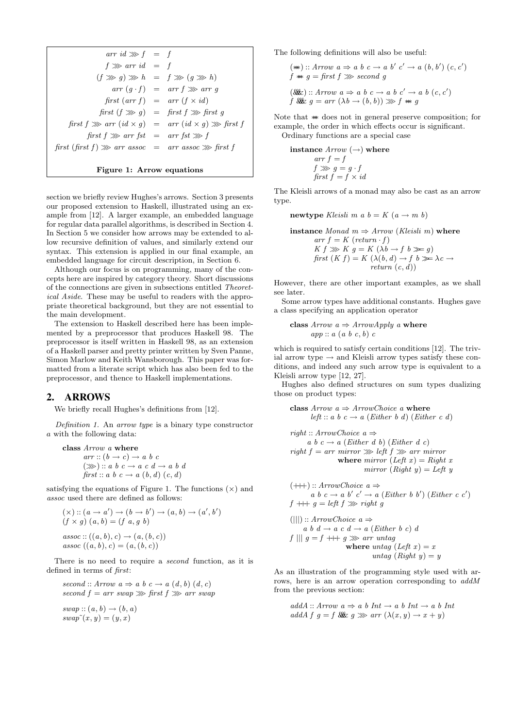$$
\begin{aligned}
arr\ id \ggg f &= f \\
f \ggg arr\ id &= f \\
(f \ggg g) \ggg h &= f \ggg (g \ggg h) \\
arr\ (g \cdot f) &= arr\ f \ggg arr\ g \\
first\ (arr\ f) &= arr\ (f \times id) \\
first\ (f \ggg g) &= first\ f \ggg first\ g \\
first\ f \ggg arr\ (id \times g) &= arr\ (id \times g) \ggg first\ f \\
first\ f \ggg arr\ fst &= arr\ fst \ggg f \\
first\ (first\ f) \ggg arr\ assoc &= arr\ assoc \ggg first\ f
\end{aligned}
$$

**Figure 1: Arrow equations**

section we briefly review Hughes's arrows. Section 3 presents our proposed extension to Haskell, illustrated using an example from [12]. A larger example, an embedded language for regular data parallel algorithms, is described in Section 4. In Section 5 we consider how arrows may be extended to allow recursive definition of values, and similarly extend our syntax. This extension is applied in our final example, an embedded language for circuit description, in Section 6.

Although our focus is on programming, many of the concepts here are inspired by category theory. Short discussions of the connections are given in subsections entitled *Theoretical Aside*. These may be useful to readers with the appropriate theoretical background, but they are not essential to the main development.

The extension to Haskell described here has been implemented by a preprocessor that produces Haskell 98. The preprocessor is itself written in Haskell 98, as an extension of a Haskell parser and pretty printer written by Sven Panne, Simon Marlow and Keith Wansborough. This paper was formatted from a literate script which has also been fed to the preprocessor, and thence to Haskell implementations.

## 2. ARROWS

We briefly recall Hughes's definitions from [12].

*Definition 1.* An *arrow type* is a binary type constructor $a$ with the following data:

```
class Arrow a where
    arr :: (b → c) → a b c
    (>>>) :: a b c → a c d → a b d
    first :: a b c → a (b, d) (c, d)
```

satisfying the equations of Figure 1. The functions $(\times)$ and *assoc* used there are defined as follows:

```
(×) :: (a → a') → (b → b') → (a, b) → (a', b')
(f × g) (a, b) = (f a, g b)

assoc :: ((a, b), c) → (a, (b, c))
assoc ((a, b), c) = (a, (b, c))
```

There is no need to require a *second* function, as it is defined in terms of *first*:

```
second :: Arrow a ⇒ a b c → a (d, b) (d, c)
second f = arr swap >>> first f >>> arr swap

swap :: (a, b) → (b, a)
swap˜(x, y) = (y, x)
```

The following definitions will also be useful:

```
(***) :: Arrow a ⇒ a b c → a b' c' → a (b, b') (c, c')
f *** g = first f >>> second g

(&&&) :: Arrow a ⇒ a b c → a b c' → a b (c, c')
f &&& g = arr (λb → (b, b)) >>> f *** g
```

Note that $***$ does not in general preserve composition; for example, the order in which effects occur is significant.

Ordinary functions are a special case

```
instance Arrow (→) where
    arr f = f
    f >>> g = g · f
    first f = f × id
```

The Kleisli arrows of a monad may also be cast as an arrow type.

```
newtype Kleisli m a b = K (a → m b)

instance Monad m ⇒ Arrow (Kleisli m) where
    arr f = K (return · f)
    K f >>> K g = K (λb → f b >>= g)
    first (K f) = K (λ(b, d) → f b >>= λc →
                        return (c, d))
```

However, there are other important examples, as we shall see later.

Some arrow types have additional constants. Hughes gave a class specifying an application operator

```
class Arrow a ⇒ ArrowApply a where
    app :: a (a b c, b) c
```

which is required to satisfy certain conditions [12]. The trivial arrow type $\rightarrow$ and Kleisli arrow types satisfy these conditions, and indeed any such arrow type is equivalent to a Kleisli arrow type [12, 27].

Hughes also defined structures on sum types dualizing those on product types:

```
class Arrow a ⇒ ArrowChoice a where
    left :: a b c → a (Either b d) (Either c d)

right :: ArrowChoice a ⇒
    a b c → a (Either d b) (Either d c)
right f = arr mirror >>> left f >>> arr mirror
            where mirror (Left x) = Right x
                  mirror (Right y) = Left y

(+++) :: ArrowChoice a ⇒
    a b c → a b' c' → a (Either b b') (Either c c')
f +++ g = left f >>> right g

(|||) :: ArrowChoice a ⇒
    a b d → a c d → a (Either b c) d
f ||| g = f +++ g >>> arr untag
            where untag (Left x) = x
                  untag (Right y) = y
```

As an illustration of the programming style used with arrows, here is an arrow operation corresponding to *addM* from the previous section:

```
addA :: Arrow a ⇒ a b Int → a b Int → a b Int
addA f g = f &&& g >>> arr (λ(x, y) → x + y)
```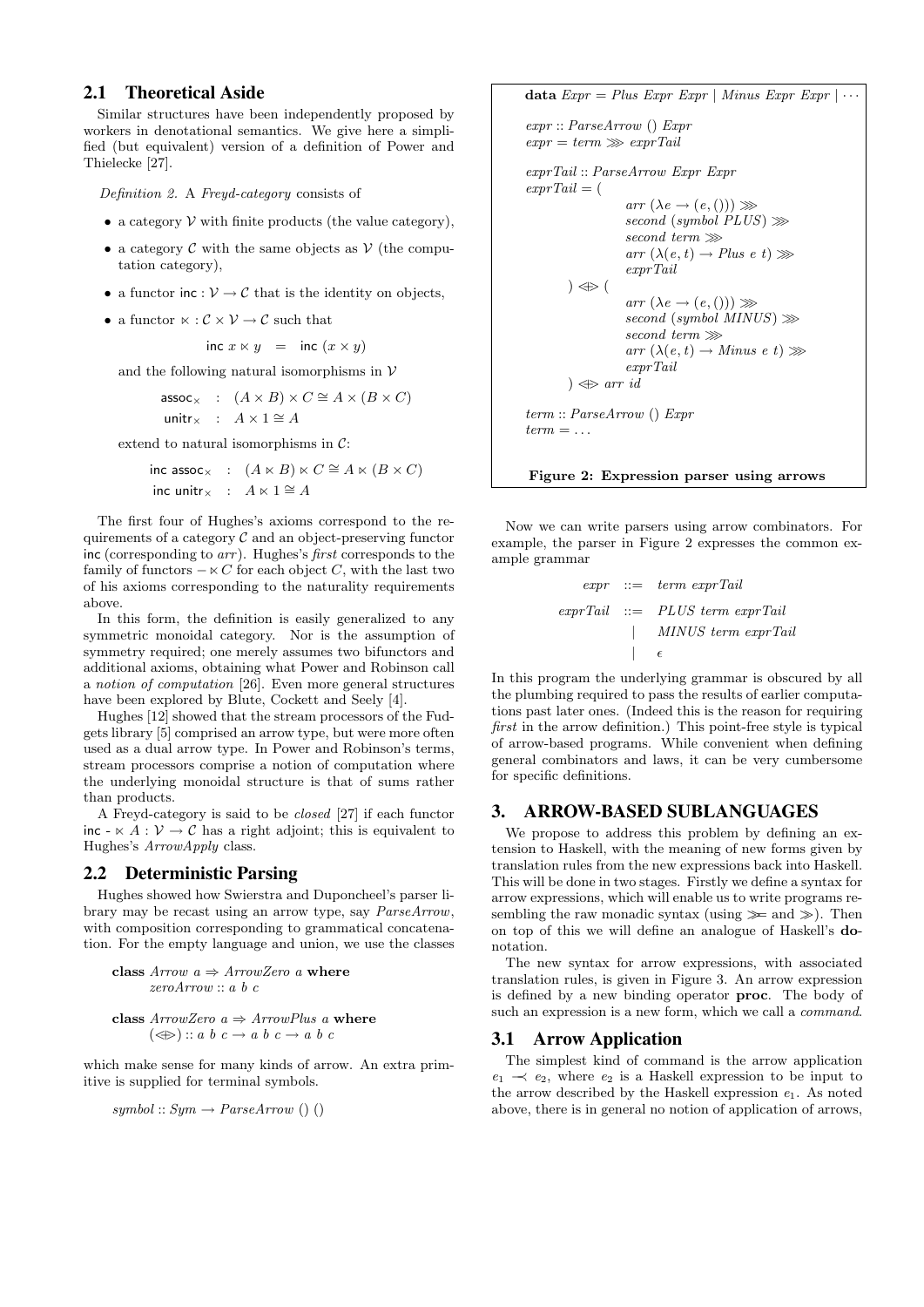## 2.1 Theoretical Aside

Similar structures have been independently proposed by workers in denotational semantics. We give here a simplified (but equivalent) version of a definition of Power and Thielecke [27].

*Definition 2.* A *Freyd-category* consists of

- a category $\mathcal{V}$ with finite products (the value category),
- a category $\mathcal{C}$ with the same objects as $\mathcal{V}$ (the computation category),
- a functor $\mathsf{inc} : \mathcal{V} \to \mathcal{C}$ that is the identity on objects,
- a functor $\ltimes : \mathcal{C} \times \mathcal{V} \to \mathcal{C}$ such that

$$\mathsf{inc}\ x \ltimes y \quad = \quad \mathsf{inc}\ (x \times y)$$

and the following natural isomorphisms in $\mathcal{V}$

$$\begin{aligned} \mathsf{assoc}_\times &: (A \times B) \times C \cong A \times (B \times C) \\ \mathsf{unitr}_\times &: A \times 1 \cong A \end{aligned}$$

extend to natural isomorphisms in $\mathcal{C}$:

$$\begin{aligned} \mathsf{inc}\ \mathsf{assoc}_\times &: (A \ltimes B) \ltimes C \cong A \ltimes (B \times C) \\ \mathsf{inc}\ \mathsf{unitr}_\times &: A \ltimes 1 \cong A \end{aligned}$$

The first four of Hughes's axioms correspond to the requirements of a category $\mathcal{C}$ and an object-preserving functor inc (corresponding to *arr*). Hughes's *first* corresponds to the family of functors $- \ltimes C$ for each object $C$, with the last two of his axioms corresponding to the naturality requirements above.

In this form, the definition is easily generalized to any symmetric monoidal category. Nor is the assumption of symmetry required; one merely assumes two bifunctors and additional axioms, obtaining what Power and Robinson call a *notion of computation* [26]. Even more general structures have been explored by Blute, Cockett and Seely [4].

Hughes [12] showed that the stream processors of the Fudgets library [5] comprised an arrow type, but were more often used as a dual arrow type. In Power and Robinson's terms, stream processors comprise a notion of computation where the underlying monoidal structure is that of sums rather than products.

A Freyd-category is said to be *closed* [27] if each functor $\mathsf{inc}\ \text{-} \ltimes A : \mathcal{V} \to \mathcal{C}$ has a right adjoint; this is equivalent to Hughes's *ArrowApply* class.

## 2.2 Deterministic Parsing

Hughes showed how Swierstra and Duponcheel's parser library may be recast using an arrow type, say *ParseArrow*, with composition corresponding to grammatical concatenation. For the empty language and union, we use the classes

```
class Arrow a ⇒ ArrowZero a where
      zeroArrow :: a b c

class ArrowZero a ⇒ ArrowPlus a where
      (<+>) :: a b c → a b c → a b c
```

which make sense for many kinds of arrow. An extra primitive is supplied for terminal symbols.

```
symbol :: Sym → ParseArrow () ()
```

```
data Expr = Plus Expr Expr | Minus Expr Expr | ···

expr :: ParseArrow () Expr
expr = term >>> exprTail

exprTail :: ParseArrow Expr Expr
exprTail = (
                arr (λe → (e, ())) >>>
                second (symbol PLUS) >>>
                second term >>>
                arr (λ(e, t) → Plus e t) >>>
                exprTail
        ) <+> (
                arr (λe → (e, ())) >>>
                second (symbol MINUS) >>>
                second term >>>
                arr (λ(e, t) → Minus e t) >>>
                exprTail
        ) <+> arr id

term :: ParseArrow () Expr
term = ...
```

**Figure 2: Expression parser using arrows**

Now we can write parsers using arrow combinators. For example, the parser in Figure 2 expresses the common example grammar

$$\begin{aligned} expr &::= term\ exprTail \\ exprTail &::= PLUS\ term\ exprTail \\ &\quad\mid\ MINUS\ term\ exprTail \\ &\quad\mid\ \epsilon \end{aligned}$$

In this program the underlying grammar is obscured by all the plumbing required to pass the results of earlier computations past later ones. (Indeed this is the reason for requiring *first* in the arrow definition.) This point-free style is typical of arrow-based programs. While convenient when defining general combinators and laws, it can be very cumbersome for specific definitions.

# 3. ARROW-BASED SUBLANGUAGES

We propose to address this problem by defining an extension to Haskell, with the meaning of new forms given by translation rules from the new expressions back into Haskell. This will be done in two stages. Firstly we define a syntax for arrow expressions, which will enable us to write programs resembling the raw monadic syntax (using $\gg\!=$ and $\gg$). Then on top of this we will define an analogue of Haskell's **do**-notation.

The new syntax for arrow expressions, with associated translation rules, is given in Figure 3. An arrow expression is defined by a new binding operator **proc**. The body of such an expression is a new form, which we call a *command*.

## 3.1 Arrow Application

The simplest kind of command is the arrow application $e_1 \prec e_2$, where $e_2$ is a Haskell expression to be input to the arrow described by the Haskell expression $e_1$. As noted above, there is in general no notion of application of arrows,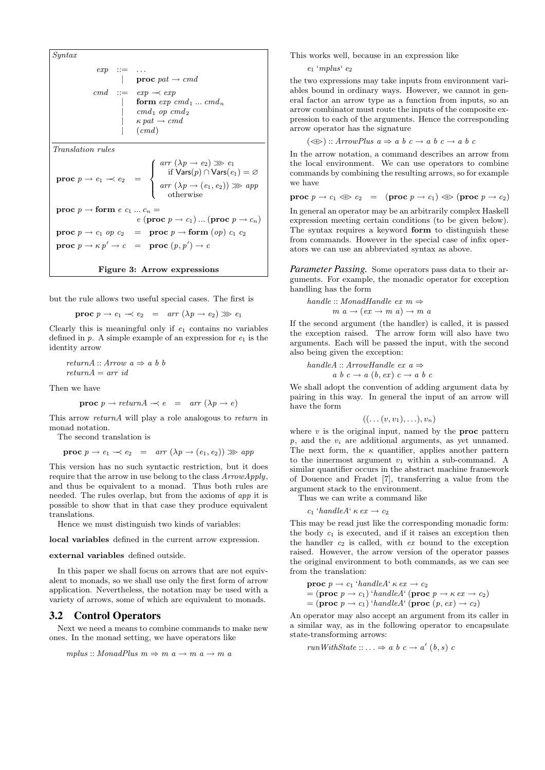*Syntax*

$$
\begin{array}{rcl}
exp & ::= & \ldots \\
 & | & \textbf{proc}\ pat \rightarrow cmd \\
cmd & ::= & exp \prec exp \\
 & | & \textbf{form}\ exp\ cmd_1 \ldots cmd_n \\
 & | & cmd_1\ op\ cmd_2 \\
 & | & \kappa\ pat \rightarrow cmd \\
 & | & (cmd)
\end{array}
$$

*Translation rules*

$$
\textbf{proc}\ p \rightarrow e_1 \prec e_2 \quad = \quad \begin{cases} arr\ (\lambda p \rightarrow e_2) \ggg e_1 \\ \quad \text{if } \mathsf{Vars}(p) \cap \mathsf{Vars}(e_1) = \varnothing \\ arr\ (\lambda p \rightarrow (e_1, e_2)) \ggg app \\ \quad \text{otherwise} \end{cases}
$$

$$
\textbf{proc}\ p \rightarrow \textbf{form}\ e\ c_1 \ldots c_n = e\ (\textbf{proc}\ p \rightarrow c_1) \ldots (\textbf{proc}\ p \rightarrow c_n)
$$

$$
\textbf{proc}\ p \rightarrow c_1\ op\ c_2 \quad = \quad \textbf{proc}\ p \rightarrow \textbf{form}\ (op)\ c_1\ c_2
$$

$$
\textbf{proc}\ p \rightarrow \kappa\, p' \rightarrow c \quad = \quad \textbf{proc}\ (p, p') \rightarrow c
$$

**Figure 3: Arrow expressions**

but the rule allows two useful special cases. The first is

$$\textbf{proc}\ p \rightarrow e_1 \prec e_2 \quad = \quad arr\ (\lambda p \rightarrow e_2) \ggg e_1$$

Clearly this is meaningful only if $e_1$ contains no variables defined in $p$. A simple example of an expression for $e_1$ is the identity arrow

$$
\begin{array}{l}
returnA :: Arrow\ a \Rightarrow a\ b\ b \\
returnA = arr\ id
\end{array}
$$

Then we have

$$\textbf{proc}\ p \rightarrow returnA \prec e \quad = \quad arr\ (\lambda p \rightarrow e)$$

This arrow *returnA* will play a role analogous to *return* in monad notation.

The second translation is

$$\textbf{proc}\ p \rightarrow e_1 \prec e_2 \quad = \quad arr\ (\lambda p \rightarrow (e_1, e_2)) \ggg app$$

This version has no such syntactic restriction, but it does require that the arrow in use belong to the class *ArrowApply*, and thus be equivalent to a monad. Thus both rules are needed. The rules overlap, but from the axioms of *app* it is possible to show that in that case they produce equivalent translations.

Hence we must distinguish two kinds of variables:

**local variables** defined in the current arrow expression.

**external variables** defined outside.

In this paper we shall focus on arrows that are not equivalent to monads, so we shall use only the first form of arrow application. Nevertheless, the notation may be used with a variety of arrows, some of which are equivalent to monads.

## 3.2 Control Operators

Next we need a means to combine commands to make new ones. In the monad setting, we have operators like

$$mplus :: MonadPlus\ m \Rightarrow m\ a \rightarrow m\ a \rightarrow m\ a$$

This works well, because in an expression like

$$e_1\ \text{`}mplus\text{`}\ e_2$$

the two expressions may take inputs from environment variables bound in ordinary ways. However, we cannot in general factor an arrow type as a function from inputs, so an arrow combinator must route the inputs of the composite expression to each of the arguments. Hence the corresponding arrow operator has the signature

$$(\langle+\rangle) :: ArrowPlus\ a \Rightarrow a\ b\ c \rightarrow a\ b\ c \rightarrow a\ b\ c$$

In the arrow notation, a command describes an arrow from the local environment. We can use operators to combine commands by combining the resulting arrows, so for example we have

$$\textbf{proc}\ p \rightarrow c_1 \langle+\rangle c_2 \quad = \quad (\textbf{proc}\ p \rightarrow c_1) \langle+\rangle (\textbf{proc}\ p \rightarrow c_2)$$

In general an operator may be an arbitrarily complex Haskell expression meeting certain conditions (to be given below). The syntax requires a keyword **form** to distinguish these from commands. However in the special case of infix operators we can use an abbreviated syntax as above.

***Parameter Passing.*** Some operators pass data to their arguments. For example, the monadic operator for exception handling has the form

$$
\begin{array}{l}
handle :: MonadHandle\ ex\ m \Rightarrow \\
\qquad m\ a \rightarrow (ex \rightarrow m\ a) \rightarrow m\ a
\end{array}
$$

If the second argument (the handler) is called, it is passed the exception raised. The arrow form will also have two arguments. Each will be passed the input, with the second also being given the exception:

$$
\begin{array}{l}
handleA :: ArrowHandle\ ex\ a \Rightarrow \\
\qquad a\ b\ c \rightarrow a\ (b, ex)\ c \rightarrow a\ b\ c
\end{array}
$$

We shall adopt the convention of adding argument data by pairing in this way. In general the input of an arrow will have the form

$$((\ldots(v, v_1), \ldots), v_n)$$

where $v$ is the original input, named by the **proc** pattern $p$, and the $v_i$ are additional arguments, as yet unnamed. The next form, the $\kappa$ quantifier, applies another pattern to the innermost argument $v_1$ within a sub-command. A similar quantifier occurs in the abstract machine framework of Douence and Fradet [7], transferring a value from the argument stack to the environment.

Thus we can write a command like

$$c_1\ \text{`}handleA\text{`}\ \kappa\, ex \rightarrow c_2$$

This may be read just like the corresponding monadic form: the body $c_1$ is executed, and if it raises an exception then the handler $c_2$ is called, with $ex$ bound to the exception raised. However, the arrow version of the operator passes the original environment to both commands, as we can see from the translation:

$$
\begin{array}{l}
\textbf{proc}\ p \rightarrow c_1\ \text{`}handleA\text{`}\ \kappa\, ex \rightarrow c_2 \\
= (\textbf{proc}\ p \rightarrow c_1)\ \text{`}handleA\text{`}\ (\textbf{proc}\ p \rightarrow \kappa\, ex \rightarrow c_2) \\
= (\textbf{proc}\ p \rightarrow c_1)\ \text{`}handleA\text{`}\ (\textbf{proc}\ (p, ex) \rightarrow c_2)
\end{array}
$$

An operator may also accept an argument from its caller in a similar way, as in the following operator to encapsulate state-transforming arrows:

$$runWithState :: \ldots \Rightarrow a\ b\ c \rightarrow a'\ (b, s)\ c$$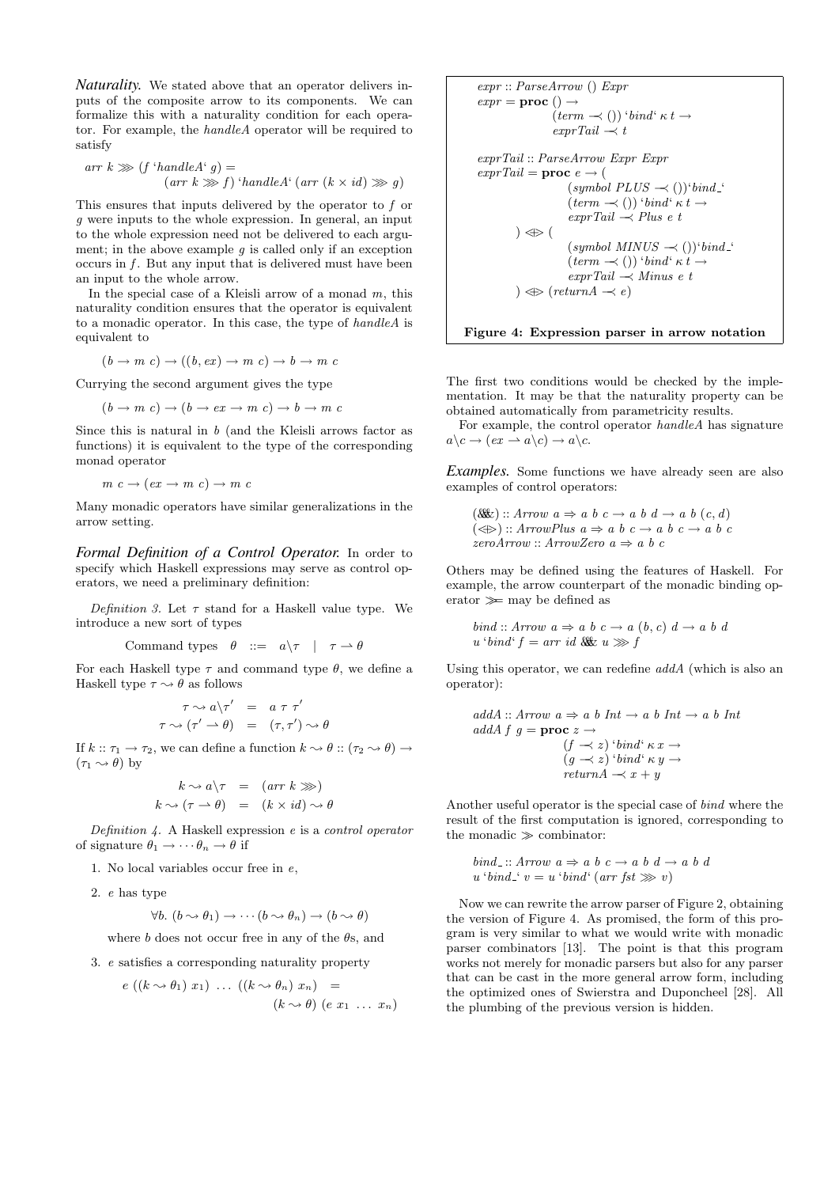***Naturality.*** We stated above that an operator delivers inputs of the composite arrow to its components. We can formalize this with a naturality condition for each operator. For example, the *handleA* operator will be required to satisfy

$$arr\ k \ggg (f\ \text{`}handleA\text{`}\ g) = (arr\ k \ggg f)\ \text{`}handleA\text{`}\ (arr\ (k \times id) \ggg g)$$

This ensures that inputs delivered by the operator to $f$ or $g$ were inputs to the whole expression. In general, an input to the whole expression need not be delivered to each argument; in the above example $g$ is called only if an exception occurs in $f$. But any input that is delivered must have been an input to the whole arrow.

In the special case of a Kleisli arrow of a monad $m$, this naturality condition ensures that the operator is equivalent to a monadic operator. In this case, the type of *handleA* is equivalent to

$$(b \to m\ c) \to ((b, ex) \to m\ c) \to b \to m\ c$$

Currying the second argument gives the type

$$(b \to m\ c) \to (b \to ex \to m\ c) \to b \to m\ c$$

Since this is natural in $b$ (and the Kleisli arrows factor as functions) it is equivalent to the type of the corresponding monad operator

$$m\ c \to (ex \to m\ c) \to m\ c$$

Many monadic operators have similar generalizations in the arrow setting.

***Formal Definition of a Control Operator.*** In order to specify which Haskell expressions may serve as control operators, we need a preliminary definition:

*Definition 3.* Let $\tau$ stand for a Haskell value type. We introduce a new sort of types

$$\text{Command types} \quad \theta \quad ::= \quad a\backslash\tau \quad | \quad \tau \rightharpoonup \theta$$

For each Haskell type $\tau$ and command type $\theta$, we define a Haskell type $\tau \leadsto \theta$ as follows

$$\begin{aligned} \tau \leadsto a\backslash\tau' &= a\ \tau\ \tau' \\ \tau \leadsto (\tau' \rightharpoonup \theta) &= (\tau, \tau') \leadsto \theta \end{aligned}$$

If $k :: \tau_1 \to \tau_2$, we can define a function $k \leadsto \theta :: (\tau_2 \leadsto \theta) \to (\tau_1 \leadsto \theta)$ by

$$\begin{aligned} k \leadsto a\backslash\tau &= (arr\ k \ggg) \\ k \leadsto (\tau \rightharpoonup \theta) &= (k \times id) \leadsto \theta \end{aligned}$$

*Definition 4.* A Haskell expression $e$ is a *control operator* of signature $\theta_1 \to \cdots \theta_n \to \theta$ if

1. No local variables occur free in $e$,
2. $e$ has type
   $$\forall b.\ (b \leadsto \theta_1) \to \cdots (b \leadsto \theta_n) \to (b \leadsto \theta)$$
   where $b$ does not occur free in any of the $\theta$s, and
3. $e$ satisfies a corresponding naturality property
   $$e\ ((k \leadsto \theta_1)\ x_1)\ \ldots\ ((k \leadsto \theta_n)\ x_n) = (k \leadsto \theta)\ (e\ x_1\ \ldots\ x_n)$$

The first two conditions would be checked by the implementation. It may be that the naturality property can be obtained automatically from parametricity results.

For example, the control operator *handleA* has signature $a\backslash c \to (ex \rightharpoonup a\backslash c) \to a\backslash c$.

***Examples.*** Some functions we have already seen are also examples of control operators:

```
(&&&) :: Arrow a ⇒ a b c → a b d → a b (c, d)
(<+>) :: ArrowPlus a ⇒ a b c → a b c → a b c
zeroArrow :: ArrowZero a ⇒ a b c
```

Others may be defined using the features of Haskell. For example, the arrow counterpart of the monadic binding operator $\gg=$ may be defined as

```
bind :: Arrow a ⇒ a b c → a (b, c) d → a b d
u `bind` f = arr id &&& u >>> f
```

Using this operator, we can redefine *addA* (which is also an operator):

```
addA :: Arrow a ⇒ a b Int → a b Int → a b Int
addA f g = proc z →
             (f -< z) `bind` κ x →
             (g -< z) `bind` κ y →
             returnA -< x + y
```

Another useful operator is the special case of *bind* where the result of the first computation is ignored, corresponding to the monadic $\gg$ combinator:

```
bind_ :: Arrow a ⇒ a b c → a b d → a b d
u `bind_` v = u `bind` (arr fst >>> v)
```

Now we can rewrite the arrow parser of Figure 2, obtaining the version of Figure 4. As promised, the form of this program is very similar to what we would write with monadic parser combinators [13]. The point is that this program works not merely for monadic parsers but also for any parser that can be cast in the more general arrow form, including the optimized ones of Swierstra and Duponcheel [28]. All the plumbing of the previous version is hidden.

```
expr :: ParseArrow () Expr
expr = proc () →
         (term -< ()) `bind` κ t →
         exprTail -< t

exprTail :: ParseArrow Expr Expr
exprTail = proc e → (
             (symbol PLUS -< ())`bind_`
             (term -< ()) `bind` κ t →
             exprTail -< Plus e t
         ) <+> (
             (symbol MINUS -< ())`bind_`
             (term -< ()) `bind` κ t →
             exprTail -< Minus e t
         ) <+> (returnA -< e)
```

**Figure 4: Expression parser in arrow notation**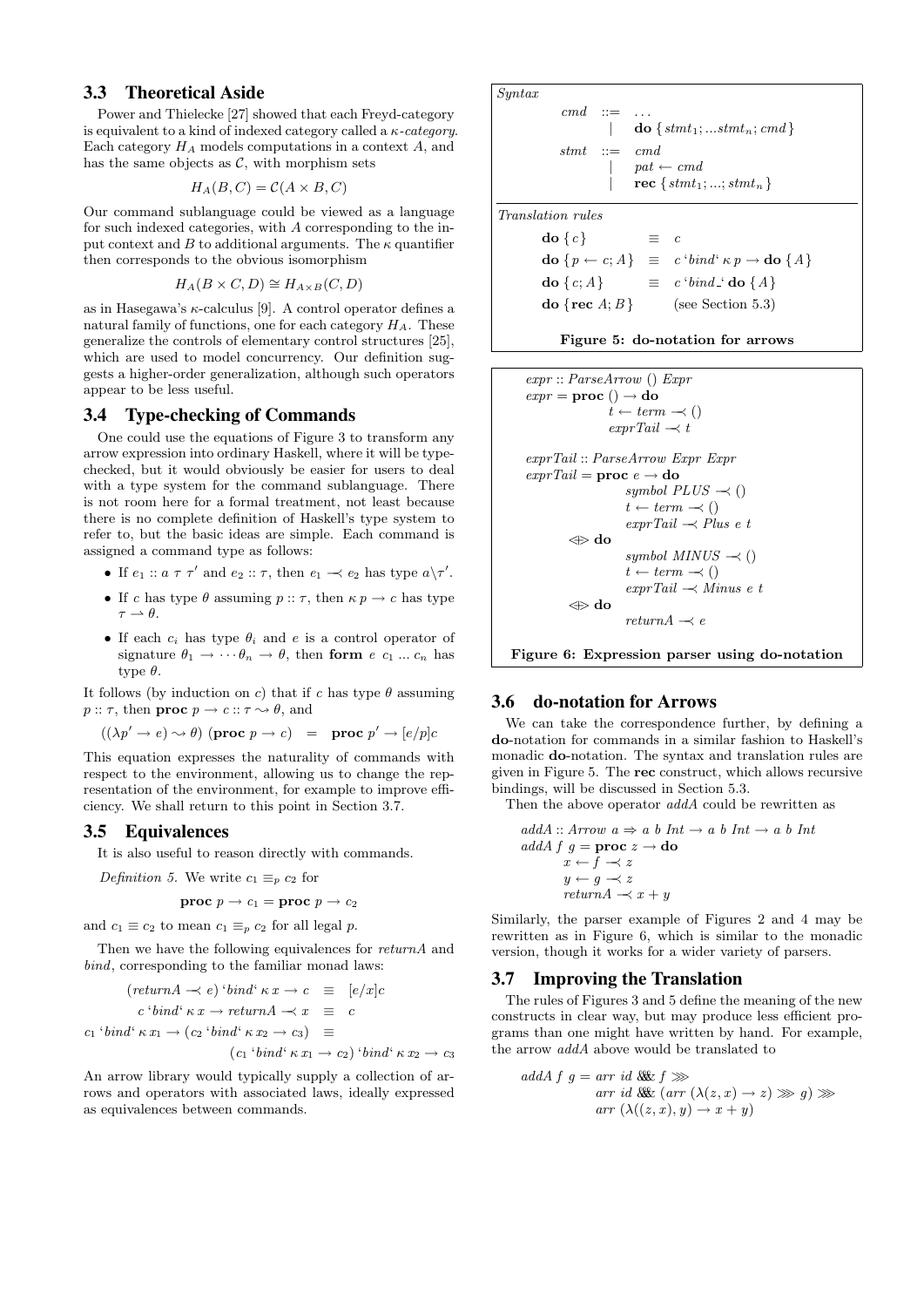### 3.3 Theoretical Aside

Power and Thielecke [27] showed that each Freyd-category is equivalent to a kind of indexed category called a $\kappa$-*category*. Each category $H_A$ models computations in a context $A$, and has the same objects as $\mathcal{C}$, with morphism sets

$$H_A(B, C) = \mathcal{C}(A \times B, C)$$

Our command sublanguage could be viewed as a language for such indexed categories, with $A$ corresponding to the input context and $B$ to additional arguments. The $\kappa$ quantifier then corresponds to the obvious isomorphism

$$H_A(B \times C, D) \cong H_{A \times B}(C, D)$$

as in Hasegawa's $\kappa$-calculus [9]. A control operator defines a natural family of functions, one for each category $H_A$. These generalize the controls of elementary control structures [25], which are used to model concurrency. Our definition suggests a higher-order generalization, although such operators appear to be less useful.

### 3.4 Type-checking of Commands

One could use the equations of Figure 3 to transform any arrow expression into ordinary Haskell, where it will be type-checked, but it would obviously be easier for users to deal with a type system for the command sublanguage. There is not room here for a formal treatment, not least because there is no complete definition of Haskell's type system to refer to, but the basic ideas are simple. Each command is assigned a command type as follows:

- If $e_1 :: a\ \tau\ \tau'$ and $e_2 :: \tau$, then $e_1 \prec e_2$ has type $a \backslash \tau'$.
- If $c$ has type $\theta$ assuming $p :: \tau$, then $\kappa\, p \rightarrow c$ has type $\tau \rightharpoonup \theta$.
- If each $c_i$ has type $\theta_i$ and $e$ is a control operator of signature $\theta_1 \rightarrow \cdots \theta_n \rightarrow \theta$, then **form** $e\ c_1 \ldots c_n$ has type $\theta$.

It follows (by induction on $c$) that if $c$ has type $\theta$ assuming $p :: \tau$, then $\textbf{proc}\ p \rightarrow c :: \tau \rightsquigarrow \theta$, and

$$((\lambda p' \rightarrow e) \rightsquigarrow \theta)\ (\textbf{proc}\ p \rightarrow c) \quad = \quad \textbf{proc}\ p' \rightarrow [e/p]c$$

This equation expresses the naturality of commands with respect to the environment, allowing us to change the representation of the environment, for example to improve efficiency. We shall return to this point in Section 3.7.

### 3.5 Equivalences

It is also useful to reason directly with commands.

*Definition 5.* We write $c_1 \equiv_p c_2$ for

$$\textbf{proc}\ p \rightarrow c_1 = \textbf{proc}\ p \rightarrow c_2$$

and $c_1 \equiv c_2$ to mean $c_1 \equiv_p c_2$ for all legal $p$.

Then we have the following equivalences for *returnA* and *bind*, corresponding to the familiar monad laws:

$$(returnA \prec e)\ \text{`}bind\text{`}\ \kappa\, x \rightarrow c \quad \equiv \quad [e/x]c$$

$$c\ \text{`}bind\text{`}\ \kappa\, x \rightarrow returnA \prec x \quad \equiv \quad c$$

$$c_1\ \text{`}bind\text{`}\ \kappa\, x_1 \rightarrow (c_2\ \text{`}bind\text{`}\ \kappa\, x_2 \rightarrow c_3) \quad \equiv \quad (c_1\ \text{`}bind\text{`}\ \kappa\, x_1 \rightarrow c_2)\ \text{`}bind\text{`}\ \kappa\, x_2 \rightarrow c_3$$

An arrow library would typically supply a collection of arrows and operators with associated laws, ideally expressed as equivalences between commands.

*Syntax*

$$
\begin{array}{lcl}
cmd & ::= & \ldots \\
 & | & \textbf{do}\ \{ stmt_1; \ldots stmt_n; cmd \} \\
stmt & ::= & cmd \\
 & | & pat \leftarrow cmd \\
 & | & \textbf{rec}\ \{ stmt_1; \ldots; stmt_n \}
\end{array}
$$

*Translation rules*

$$
\begin{array}{lcl}
\textbf{do}\ \{ c \} & \equiv & c \\
\textbf{do}\ \{ p \leftarrow c; A \} & \equiv & c\ \text{`}bind\text{`}\ \kappa\, p \rightarrow \textbf{do}\ \{ A \} \\
\textbf{do}\ \{ c; A \} & \equiv & c\ \text{`}bind\_\text{`}\ \textbf{do}\ \{ A \} \\
\textbf{do}\ \{ \textbf{rec}\ A; B \} & & \text{(see Section 5.3)}
\end{array}
$$

**Figure 5: do-notation for arrows**

```
expr :: ParseArrow () Expr
expr = proc () -> do
            t <- term -< ()
            exprTail -< t

exprTail :: ParseArrow Expr Expr
exprTail = proc e -> do
                symbol PLUS -< ()
                t <- term -< ()
                exprTail -< Plus e t
        <+> do
                symbol MINUS -< ()
                t <- term -< ()
                exprTail -< Minus e t
        <+> do
                returnA -< e
```

**Figure 6: Expression parser using do-notation**

### 3.6 do-notation for Arrows

We can take the correspondence further, by defining a **do**-notation for commands in a similar fashion to Haskell's monadic **do**-notation. The syntax and translation rules are given in Figure 5. The **rec** construct, which allows recursive bindings, will be discussed in Section 5.3.

Then the above operator *addA* could be rewritten as

```
addA :: Arrow a => a b Int -> a b Int -> a b Int
addA f g = proc z -> do
        x <- f -< z
        y <- g -< z
        returnA -< x + y
```

Similarly, the parser example of Figures 2 and 4 may be rewritten as in Figure 6, which is similar to the monadic version, though it works for a wider variety of parsers.

### 3.7 Improving the Translation

The rules of Figures 3 and 5 define the meaning of the new constructs in clear way, but may produce less efficient programs than one might have written by hand. For example, the arrow *addA* above would be translated to

```
addA f g = arr id &&& f >>>
           arr id &&& (arr (\(z, x) -> z) >>> g) >>>
           arr (\((z, x), y) -> x + y)
```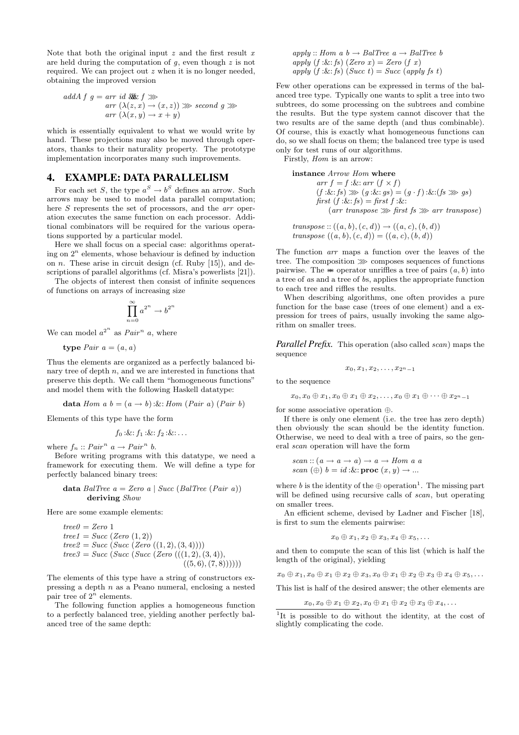Note that both the original input $z$ and the first result $x$ are held during the computation of $g$, even though $z$ is not required. We can project out $z$ when it is no longer needed, obtaining the improved version

```
addA f g = arr id &&& f >>>
           arr (λ(z, x) → (x, z)) >>> second g >>>
           arr (λ(x, y) → x + y)
```

which is essentially equivalent to what we would write by hand. These projections may also be moved through operators, thanks to their naturality property. The prototype implementation incorporates many such improvements.

## 4. EXAMPLE: DATA PARALLELISM

For each set $S$, the type $a^S \rightarrow b^S$ defines an arrow. Such arrows may be used to model data parallel computation; here $S$ represents the set of processors, and the *arr* operation executes the same function on each processor. Additional combinators will be required for the various operations supported by a particular model.

Here we shall focus on a special case: algorithms operating on $2^n$ elements, whose behaviour is defined by induction on $n$. These arise in circuit design (cf. Ruby [15]), and descriptions of parallel algorithms (cf. Misra's powerlists [21]).

The objects of interest then consist of infinite sequences of functions on arrays of increasing size

$$\prod_{n=0}^{\infty} a^{2^n} \rightarrow b^{2^n}$$

We can model $a^{2^n}$ as $Pair^n\ a$, where

```
type Pair a = (a, a)
```

Thus the elements are organized as a perfectly balanced binary tree of depth $n$, and we are interested in functions that preserve this depth. We call them "homogeneous functions" and model them with the following Haskell datatype:

```
data Hom a b = (a → b) :&: Hom (Pair a) (Pair b)
```

Elements of this type have the form

$$f_0 :\&: f_1 :\&: f_2 :\&: \ldots$$

where $f_n :: Pair^n\ a \rightarrow Pair^n\ b$.

Before writing programs with this datatype, we need a framework for executing them. We will define a type for perfectly balanced binary trees:

```
data BalTree a = Zero a | Succ (BalTree (Pair a))
        deriving Show
```

Here are some example elements:

```
tree0 = Zero 1
tree1 = Succ (Zero (1, 2))
tree2 = Succ (Succ (Zero ((1, 2), (3, 4))))
tree3 = Succ (Succ (Succ (Zero (((1, 2), (3, 4)),
                                ((5, 6), (7, 8))))))
```

The elements of this type have a string of constructors expressing a depth $n$ as a Peano numeral, enclosing a nested pair tree of $2^n$ elements.

The following function applies a homogeneous function to a perfectly balanced tree, yielding another perfectly balanced tree of the same depth:

```
apply :: Hom a b → BalTree a → BalTree b
apply (f :&: fs) (Zero x) = Zero (f x)
apply (f :&: fs) (Succ t) = Succ (apply fs t)
```

Few other operations can be expressed in terms of the balanced tree type. Typically one wants to split a tree into two subtrees, do some processing on the subtrees and combine the results. But the type system cannot discover that the two results are of the same depth (and thus combinable). Of course, this is exactly what homogeneous functions can do, so we shall focus on them; the balanced tree type is used only for test runs of our algorithms.

Firstly, *Hom* is an arrow:

```
instance Arrow Hom where
        arr f = f :&: arr (f × f)
        (f :&: fs) >>> (g :&: gs) = (g · f) :&:(fs >>> gs)
        first (f :&: fs) = first f :&:
              (arr transpose >>> first fs >>> arr transpose)

transpose :: ((a, b), (c, d)) → ((a, c), (b, d))
transpose ((a, b), (c, d)) = ((a, c), (b, d))
```

The function *arr* maps a function over the leaves of the tree. The composition $\ggg$ composes sequences of functions pairwise. The $***$ operator unriffles a tree of pairs $(a, b)$ into a tree of *a*s and a tree of *b*s, applies the appropriate function to each tree and riffles the results.

When describing algorithms, one often provides a pure function for the base case (trees of one element) and a expression for trees of pairs, usually invoking the same algorithm on smaller trees.

***Parallel Prefix.*** This operation (also called *scan*) maps the sequence

$$x_0, x_1, x_2, \ldots, x_{2^n-1}$$

to the sequence

$$x_0, x_0 \oplus x_1, x_0 \oplus x_1 \oplus x_2, \ldots, x_0 \oplus x_1 \oplus \cdots \oplus x_{2^n-1}$$

for some associative operation $\oplus$.

If there is only one element (i.e. the tree has zero depth) then obviously the scan should be the identity function. Otherwise, we need to deal with a tree of pairs, so the general *scan* operation will have the form

```
scan :: (a → a → a) → a → Hom a a
scan (⊕) b = id :&: proc (x, y) → ...
```

where $b$ is the identity of the $\oplus$ operation[1]. The missing part will be defined using recursive calls of *scan*, but operating on smaller trees.

An efficient scheme, devised by Ladner and Fischer [18], is first to sum the elements pairwise:

$$x_0 \oplus x_1, x_2 \oplus x_3, x_4 \oplus x_5, \ldots$$

and then to compute the scan of this list (which is half the length of the original), yielding

$$x_0 \oplus x_1, x_0 \oplus x_1 \oplus x_2 \oplus x_3, x_0 \oplus x_1 \oplus x_2 \oplus x_3 \oplus x_4 \oplus x_5, \ldots$$

This list is half of the desired answer; the other elements are

$$x_0, x_0 \oplus x_1 \oplus x_2, x_0 \oplus x_1 \oplus x_2 \oplus x_3 \oplus x_4, \ldots$$

[1] It is possible to do without the identity, at the cost of slightly complicating the code.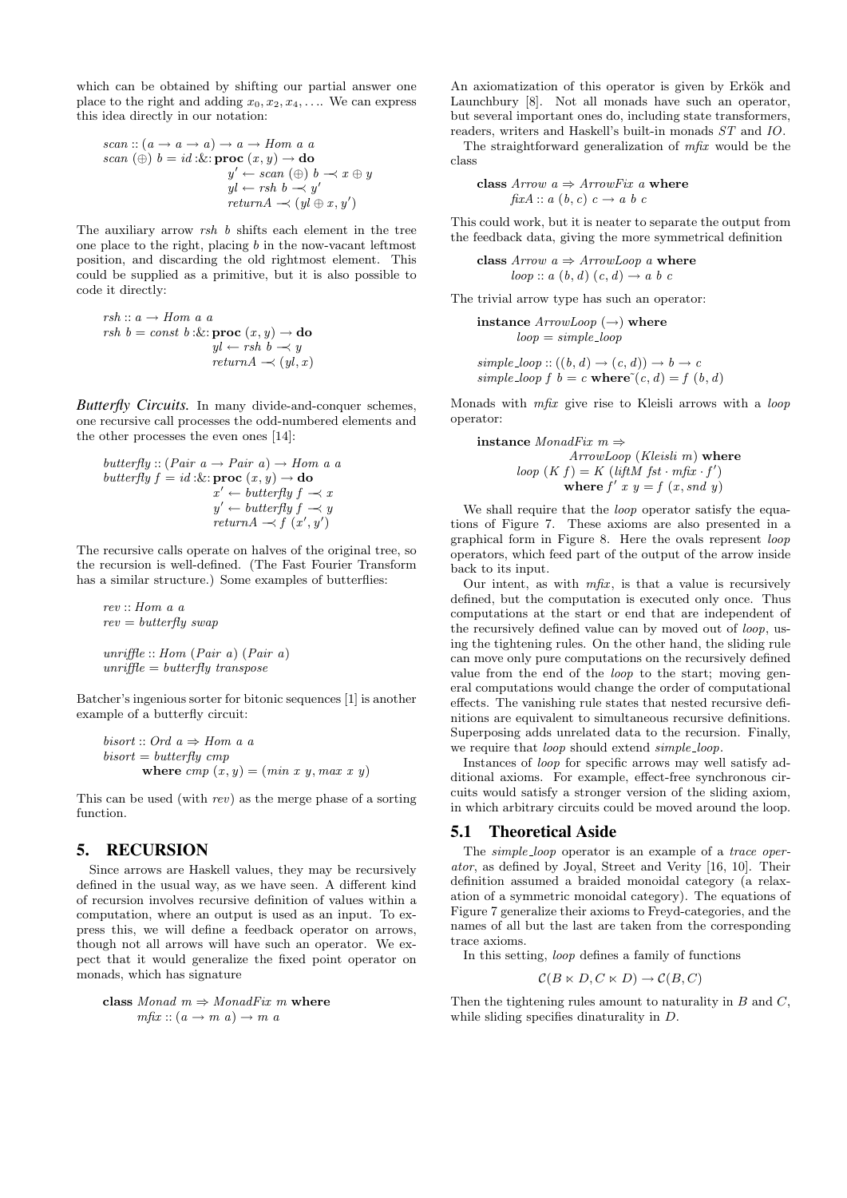which can be obtained by shifting our partial answer one place to the right and adding $x_0, x_2, x_4, \ldots$. We can express this idea directly in our notation:

```
scan :: (a → a → a) → a → Hom a a
scan (⊕) b = id :&: proc (x, y) → do
                  y' ← scan (⊕) b ≺ x ⊕ y
                  yl ← rsh b ≺ y'
                  returnA ≺ (yl ⊕ x, y')
```

The auxiliary arrow *rsh b* shifts each element in the tree one place to the right, placing *b* in the now-vacant leftmost position, and discarding the old rightmost element. This could be supplied as a primitive, but it is also possible to code it directly:

```
rsh :: a → Hom a a
rsh b = const b :&: proc (x, y) → do
                yl ← rsh b ≺ y
                returnA ≺ (yl, x)
```

***Butterfly Circuits.*** In many divide-and-conquer schemes, one recursive call processes the odd-numbered elements and the other processes the even ones [14]:

```
butterfly :: (Pair a → Pair a) → Hom a a
butterfly f = id :&: proc (x, y) → do
                  x' ← butterfly f ≺ x
                  y' ← butterfly f ≺ y
                  returnA ≺ f (x', y')
```

The recursive calls operate on halves of the original tree, so the recursion is well-defined. (The Fast Fourier Transform has a similar structure.) Some examples of butterflies:

```
rev :: Hom a a
rev = butterfly swap

unriffle :: Hom (Pair a) (Pair a)
unriffle = butterfly transpose
```

Batcher's ingenious sorter for bitonic sequences [1] is another example of a butterfly circuit:

```
bisort :: Ord a ⇒ Hom a a
bisort = butterfly cmp
      where cmp (x, y) = (min x y, max x y)
```

This can be used (with *rev*) as the merge phase of a sorting function.

# 5. RECURSION

Since arrows are Haskell values, they may be recursively defined in the usual way, as we have seen. A different kind of recursion involves recursive definition of values within a computation, where an output is used as an input. To express this, we will define a feedback operator on arrows, though not all arrows will have such an operator. We expect that it would generalize the fixed point operator on monads, which has signature

```
class Monad m ⇒ MonadFix m where
      mfix :: (a → m a) → m a
```

An axiomatization of this operator is given by Erkök and Launchbury [8]. Not all monads have such an operator, but several important ones do, including state transformers, readers, writers and Haskell's built-in monads *ST* and *IO*.

The straightforward generalization of *mfix* would be the class

```
class Arrow a ⇒ ArrowFix a where
      fixA :: a (b, c) c → a b c
```

This could work, but it is neater to separate the output from the feedback data, giving the more symmetrical definition

```
class Arrow a ⇒ ArrowLoop a where
      loop :: a (b, d) (c, d) → a b c
```

The trivial arrow type has such an operator:

```
instance ArrowLoop (→) where
      loop = simple_loop

simple_loop :: ((b, d) → (c, d)) → b → c
simple_loop f b = c where ~(c, d) = f (b, d)
```

Monads with *mfix* give rise to Kleisli arrows with a *loop* operator:

```
instance MonadFix m ⇒
            ArrowLoop (Kleisli m) where
      loop (K f) = K (liftM fst · mfix · f')
            where f' x y = f (x, snd y)
```

We shall require that the *loop* operator satisfy the equations of Figure 7. These axioms are also presented in a graphical form in Figure 8. Here the ovals represent *loop* operators, which feed part of the output of the arrow inside back to its input.

Our intent, as with *mfix*, is that a value is recursively defined, but the computation is executed only once. Thus computations at the start or end that are independent of the recursively defined value can by moved out of *loop*, using the tightening rules. On the other hand, the sliding rule can move only pure computations on the recursively defined value from the end of the *loop* to the start; moving general computations would change the order of computational effects. The vanishing rule states that nested recursive definitions are equivalent to simultaneous recursive definitions. Superposing adds unrelated data to the recursion. Finally, we require that *loop* should extend *simple_loop*.

Instances of *loop* for specific arrows may well satisfy additional axioms. For example, effect-free synchronous circuits would satisfy a stronger version of the sliding axiom, in which arbitrary circuits could be moved around the loop.

## 5.1 Theoretical Aside

The *simple_loop* operator is an example of a *trace operator*, as defined by Joyal, Street and Verity [16, 10]. Their definition assumed a braided monoidal category (a relaxation of a symmetric monoidal category). The equations of Figure 7 generalize their axioms to Freyd-categories, and the names of all but the last are taken from the corresponding trace axioms.

In this setting, *loop* defines a family of functions

$$\mathcal{C}(B \ltimes D, C \ltimes D) \to \mathcal{C}(B, C)$$

Then the tightening rules amount to naturality in $B$ and $C$, while sliding specifies dinaturality in $D$.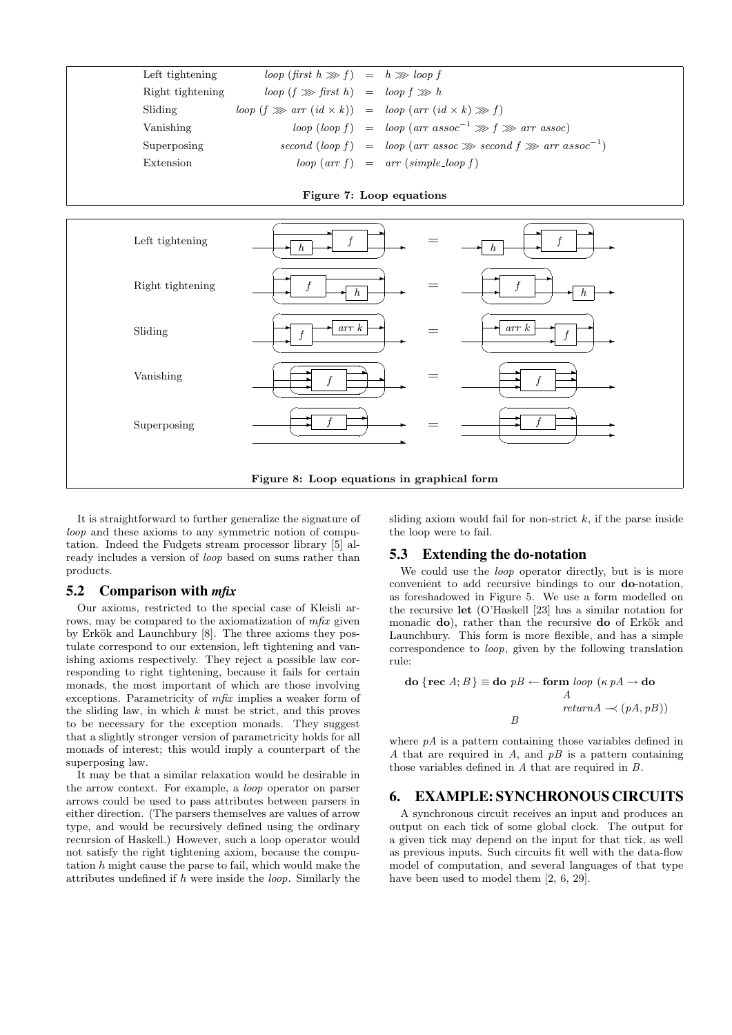| | | | |
|---|---|---|---|
| Left tightening | $\mathit{loop}\ (\mathit{first}\ h \ggg f)$ | $=$ | $h \ggg \mathit{loop}\ f$ |
| Right tightening | $\mathit{loop}\ (f \ggg \mathit{first}\ h)$ | $=$ | $\mathit{loop}\ f \ggg h$ |
| Sliding | $\mathit{loop}\ (f \ggg \mathit{arr}\ (\mathit{id} \times k))$ | $=$ | $\mathit{loop}\ (\mathit{arr}\ (\mathit{id} \times k) \ggg f)$ |
| Vanishing | $\mathit{loop}\ (\mathit{loop}\ f)$ | $=$ | $\mathit{loop}\ (\mathit{arr}\ \mathit{assoc}^{-1} \ggg f \ggg \mathit{arr}\ \mathit{assoc})$ |
| Superposing | $\mathit{second}\ (\mathit{loop}\ f)$ | $=$ | $\mathit{loop}\ (\mathit{arr}\ \mathit{assoc} \ggg \mathit{second}\ f \ggg \mathit{arr}\ \mathit{assoc}^{-1})$ |
| Extension | $\mathit{loop}\ (\mathit{arr}\ f)$ | $=$ | $\mathit{arr}\ (\mathit{simple\_loop}\ f)$ |

**Figure 7: Loop equations**

**Figure 8: Loop equations in graphical form**

It is straightforward to further generalize the signature of *loop* and these axioms to any symmetric notion of computation. Indeed the Fudgets stream processor library [5] already includes a version of *loop* based on sums rather than products.

## 5.2 Comparison with *mfix*

Our axioms, restricted to the special case of Kleisli arrows, may be compared to the axiomatization of *mfix* given by Erkök and Launchbury [8]. The three axioms they postulate correspond to our extension, left tightening and vanishing axioms respectively. They reject a possible law corresponding to right tightening, because it fails for certain monads, the most important of which are those involving exceptions. Parametricity of *mfix* implies a weaker form of the sliding law, in which $k$ must be strict, and this proves to be necessary for the exception monads. They suggest that a slightly stronger version of parametricity holds for all monads of interest; this would imply a counterpart of the superposing law.

It may be that a similar relaxation would be desirable in the arrow context. For example, a *loop* operator on parser arrows could be used to pass attributes between parsers in either direction. (The parsers themselves are values of arrow type, and would be recursively defined using the ordinary recursion of Haskell.) However, such a loop operator would not satisfy the right tightening axiom, because the computation $h$ might cause the parse to fail, which would make the attributes undefined if $h$ were inside the *loop*. Similarly the sliding axiom would fail for non-strict $k$, if the parse inside the loop were to fail.

## 5.3 Extending the do-notation

We could use the *loop* operator directly, but is is more convenient to add recursive bindings to our **do**-notation, as foreshadowed in Figure 5. We use a form modelled on the recursive **let** (O'Haskell [23] has a similar notation for monadic **do**), rather than the recursive **do** of Erkök and Launchbury. This form is more flexible, and has a simple correspondence to *loop*, given by the following translation rule:

$$\textbf{do}\ \{\textbf{rec}\ A; B\} \equiv \textbf{do}\ pB \leftarrow \textbf{form}\ \mathit{loop}\ (\kappa\, pA \rightarrow \textbf{do}\ A\ \ \mathit{returnA} \prec (pA, pB))\ \ B$$

where $pA$ is a pattern containing those variables defined in $A$ that are required in $A$, and $pB$ is a pattern containing those variables defined in $A$ that are required in $B$.

# 6. EXAMPLE: SYNCHRONOUS CIRCUITS

A synchronous circuit receives an input and produces an output on each tick of some global clock. The output for a given tick may depend on the input for that tick, as well as previous inputs. Such circuits fit well with the data-flow model of computation, and several languages of that type have been used to model them [2, 6, 29].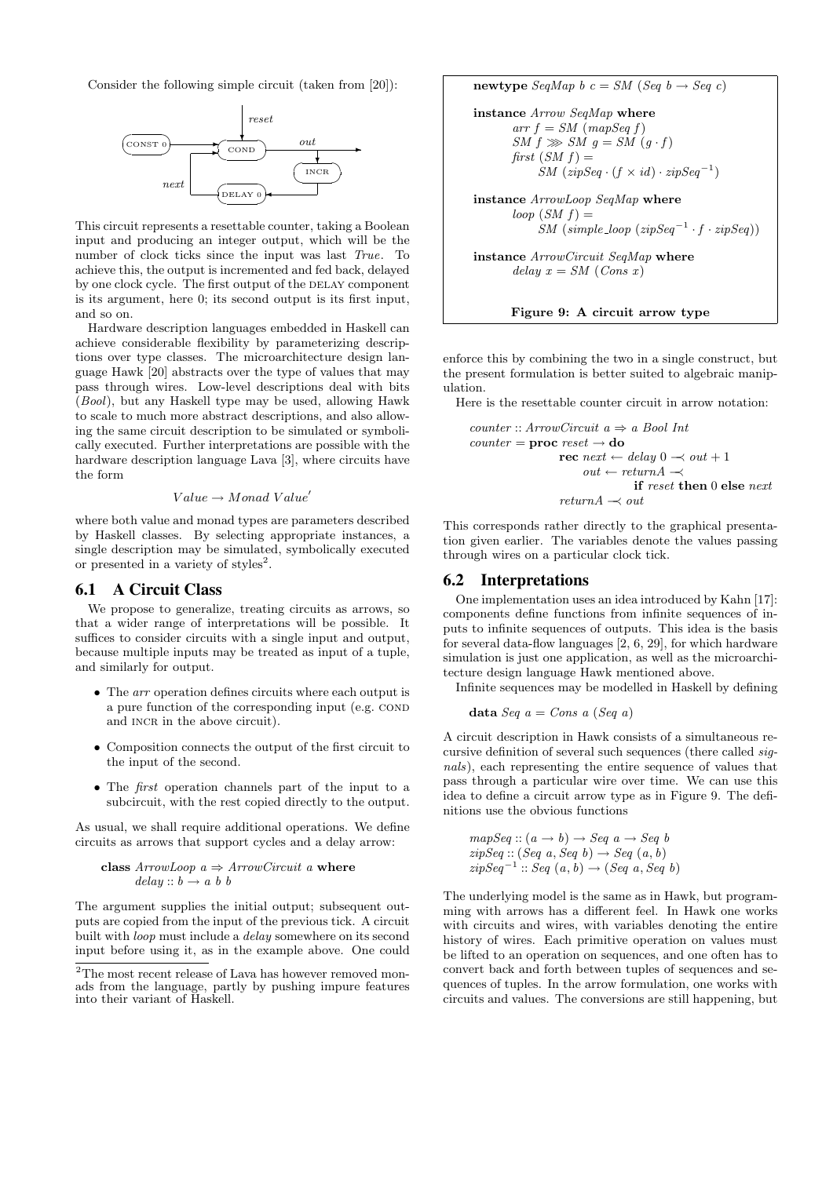Consider the following simple circuit (taken from [20]):

This circuit represents a resettable counter, taking a Boolean input and producing an integer output, which will be the number of clock ticks since the input was last *True*. To achieve this, the output is incremented and fed back, delayed by one clock cycle. The first output of the DELAY component is its argument, here 0; its second output is its first input, and so on.

Hardware description languages embedded in Haskell can achieve considerable flexibility by parameterizing descriptions over type classes. The microarchitecture design language Hawk [20] abstracts over the type of values that may pass through wires. Low-level descriptions deal with bits (*Bool*), but any Haskell type may be used, allowing Hawk to scale to much more abstract descriptions, and also allowing the same circuit description to be simulated or symbolically executed. Further interpretations are possible with the hardware description language Lava [3], where circuits have the form

$$Value \rightarrow Monad\ Value'$$

where both value and monad types are parameters described by Haskell classes. By selecting appropriate instances, a single description may be simulated, symbolically executed or presented in a variety of styles[2].

## 6.1 A Circuit Class

We propose to generalize, treating circuits as arrows, so that a wider range of interpretations will be possible. It suffices to consider circuits with a single input and output, because multiple inputs may be treated as input of a tuple, and similarly for output.

- The *arr* operation defines circuits where each output is a pure function of the corresponding input (e.g. COND and INCR in the above circuit).
- Composition connects the output of the first circuit to the input of the second.
- The *first* operation channels part of the input to a subcircuit, with the rest copied directly to the output.

As usual, we shall require additional operations. We define circuits as arrows that support cycles and a delay arrow:

```
class ArrowLoop a ⇒ ArrowCircuit a where
    delay :: b → a b b
```

The argument supplies the initial output; subsequent outputs are copied from the input of the previous tick. A circuit built with *loop* must include a *delay* somewhere on its second input before using it, as in the example above. One could enforce this by combining the two in a single construct, but the present formulation is better suited to algebraic manipulation.

[2]The most recent release of Lava has however removed monads from the language, partly by pushing impure features into their variant of Haskell.

```
newtype SeqMap b c = SM (Seq b → Seq c)

instance Arrow SeqMap where
    arr f = SM (mapSeq f)
    SM f ⋙ SM g = SM (g · f)
    first (SM f) =
        SM (zipSeq · (f × id) · zipSeq⁻¹)

instance ArrowLoop SeqMap where
    loop (SM f) =
        SM (simple_loop (zipSeq⁻¹ · f · zipSeq))

instance ArrowCircuit SeqMap where
    delay x = SM (Cons x)
```

**Figure 9: A circuit arrow type**

Here is the resettable counter circuit in arrow notation:

```
counter :: ArrowCircuit a ⇒ a Bool Int
counter = proc reset → do
            rec next ← delay 0 ⤙ out + 1
                out ← returnA ⤙
                        if reset then 0 else next
            returnA ⤙ out
```

This corresponds rather directly to the graphical presentation given earlier. The variables denote the values passing through wires on a particular clock tick.

## 6.2 Interpretations

One implementation uses an idea introduced by Kahn [17]: components define functions from infinite sequences of inputs to infinite sequences of outputs. This idea is the basis for several data-flow languages [2, 6, 29], for which hardware simulation is just one application, as well as the microarchitecture design language Hawk mentioned above.

Infinite sequences may be modelled in Haskell by defining

```
data Seq a = Cons a (Seq a)
```

A circuit description in Hawk consists of a simultaneous recursive definition of several such sequences (there called *signals*), each representing the entire sequence of values that pass through a particular wire over time. We can use this idea to define a circuit arrow type as in Figure 9. The definitions use the obvious functions

```
mapSeq :: (a → b) → Seq a → Seq b
zipSeq :: (Seq a, Seq b) → Seq (a, b)
zipSeq⁻¹ :: Seq (a, b) → (Seq a, Seq b)
```

The underlying model is the same as in Hawk, but programming with arrows has a different feel. In Hawk one works with circuits and wires, with variables denoting the entire history of wires. Each primitive operation on values must be lifted to an operation on sequences, and one often has to convert back and forth between tuples of sequences and sequences of tuples. In the arrow formulation, one works with circuits and values. The conversions are still happening, but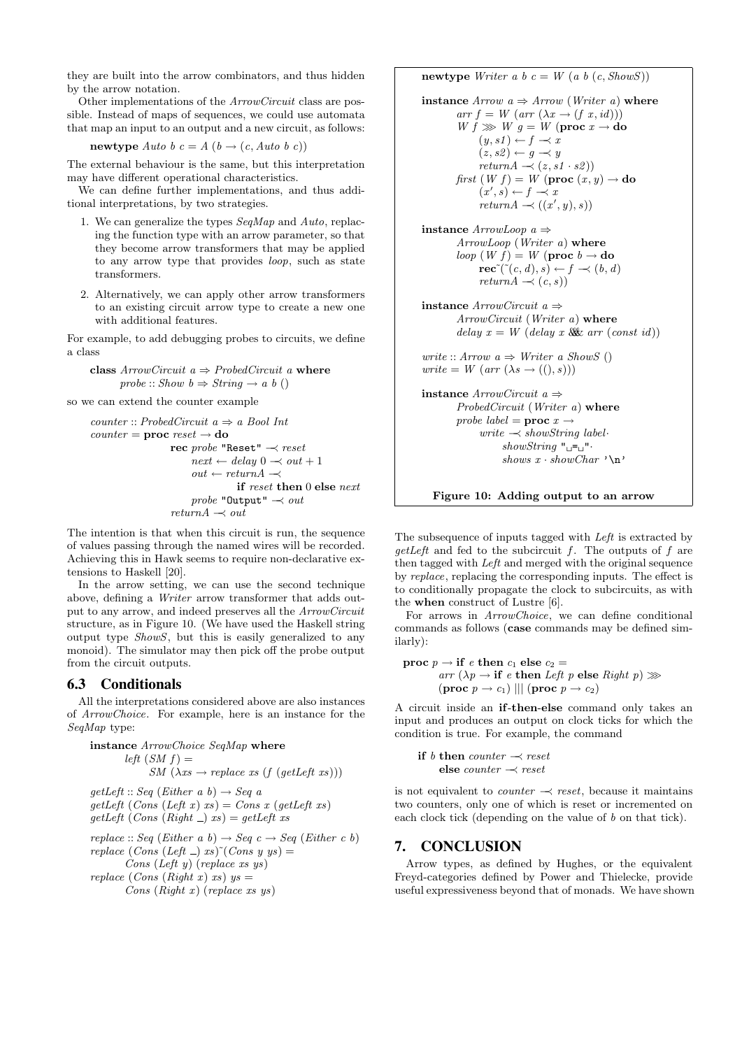they are built into the arrow combinators, and thus hidden by the arrow notation.

Other implementations of the *ArrowCircuit* class are possible. Instead of maps of sequences, we could use automata that map an input to an output and a new circuit, as follows:

```
newtype Auto b c = A (b → (c, Auto b c))
```

The external behaviour is the same, but this interpretation may have different operational characteristics.

We can define further implementations, and thus additional interpretations, by two strategies.

1. We can generalize the types *SeqMap* and *Auto*, replacing the function type with an arrow parameter, so that they become arrow transformers that may be applied to any arrow type that provides *loop*, such as state transformers.
2. Alternatively, we can apply other arrow transformers to an existing circuit arrow type to create a new one with additional features.

For example, to add debugging probes to circuits, we define a class

```
class ArrowCircuit a ⇒ ProbedCircuit a where
    probe :: Show b ⇒ String → a b ()
```

so we can extend the counter example

```
counter :: ProbedCircuit a ⇒ a Bool Int
counter = proc reset → do
            rec probe "Reset" ⤙ reset
                next ← delay 0 ⤙ out + 1
                out ← returnA ⤙
                        if reset then 0 else next
                probe "Output" ⤙ out
            returnA ⤙ out
```

The intention is that when this circuit is run, the sequence of values passing through the named wires will be recorded. Achieving this in Hawk seems to require non-declarative extensions to Haskell [20].

In the arrow setting, we can use the second technique above, defining a *Writer* arrow transformer that adds output to any arrow, and indeed preserves all the *ArrowCircuit* structure, as in Figure 10. (We have used the Haskell string output type *ShowS*, but this is easily generalized to any monoid). The simulator may then pick off the probe output from the circuit outputs.

```
newtype Writer a b c = W (a b (c, ShowS))

instance Arrow a ⇒ Arrow (Writer a) where
    arr f = W (arr (λx → (f x, id)))
    W f ⋙ W g = W (proc x → do
        (y, s1) ← f ⤙ x
        (z, s2) ← g ⤙ y
        returnA ⤙ (z, s1 · s2))
    first (W f) = W (proc (x, y) → do
        (x′, s) ← f ⤙ x
        returnA ⤙ ((x′, y), s))

instance ArrowLoop a ⇒
    ArrowLoop (Writer a) where
    loop (W f) = W (proc b → do
        rec ~(~(c, d), s) ← f ⤙ (b, d)
        returnA ⤙ (c, s))

instance ArrowCircuit a ⇒
    ArrowCircuit (Writer a) where
    delay x = W (delay x &&& arr (const id))

write :: Arrow a ⇒ Writer a ShowS ()
write = W (arr (λs → ((), s)))

instance ArrowCircuit a ⇒
    ProbedCircuit (Writer a) where
    probe label = proc x →
        write ⤙ showString label·
            showString " = "·
            shows x · showChar '\n'
```

**Figure 10: Adding output to an arrow**

## 6.3 Conditionals

All the interpretations considered above are also instances of *ArrowChoice*. For example, here is an instance for the *SeqMap* type:

```
instance ArrowChoice SeqMap where
    left (SM f) =
        SM (λxs → replace xs (f (getLeft xs)))

getLeft :: Seq (Either a b) → Seq a
getLeft (Cons (Left x) xs) = Cons x (getLeft xs)
getLeft (Cons (Right _) xs) = getLeft xs

replace :: Seq (Either a b) → Seq c → Seq (Either c b)
replace (Cons (Left _) xs) ~(Cons y ys) =
    Cons (Left y) (replace xs ys)
replace (Cons (Right x) xs) ys =
    Cons (Right x) (replace xs ys)
```

The subsequence of inputs tagged with *Left* is extracted by *getLeft* and fed to the subcircuit *f*. The outputs of *f* are then tagged with *Left* and merged with the original sequence by *replace*, replacing the corresponding inputs. The effect is to conditionally propagate the clock to subcircuits, as with the **when** construct of Lustre [6].

For arrows in *ArrowChoice*, we can define conditional commands as follows (**case** commands may be defined similarly):

```
proc p → if e then c1 else c2 =
    arr (λp → if e then Left p else Right p) ⋙
    (proc p → c1) ||| (proc p → c2)
```

A circuit inside an **if-then-else** command only takes an input and produces an output on clock ticks for which the condition is true. For example, the command

```
if b then counter ⤙ reset
    else counter ⤙ reset
```

is not equivalent to *counter* ⤙ *reset*, because it maintains two counters, only one of which is reset or incremented on each clock tick (depending on the value of *b* on that tick).

# 7. CONCLUSION

Arrow types, as defined by Hughes, or the equivalent Freyd-categories defined by Power and Thielecke, provide useful expressiveness beyond that of monads. We have shown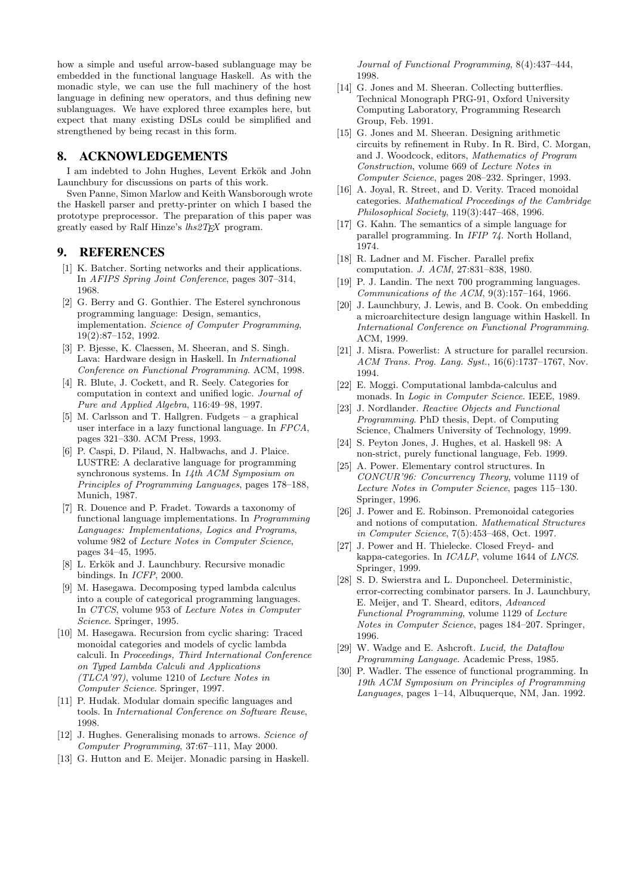how a simple and useful arrow-based sublanguage may be embedded in the functional language Haskell. As with the monadic style, we can use the full machinery of the host language in defining new operators, and thus defining new sublanguages. We have explored three examples here, but expect that many existing DSLs could be simplified and strengthened by being recast in this form.

## 8. ACKNOWLEDGEMENTS

I am indebted to John Hughes, Levent Erkök and John Launchbury for discussions on parts of this work.

Sven Panne, Simon Marlow and Keith Wansborough wrote the Haskell parser and pretty-printer on which I based the prototype preprocessor. The preparation of this paper was greatly eased by Ralf Hinze's *lhs2TEX* program.

## 9. REFERENCES

[1] K. Batcher. Sorting networks and their applications. In *AFIPS Spring Joint Conference*, pages 307–314, 1968.

[2] G. Berry and G. Gonthier. The Esterel synchronous programming language: Design, semantics, implementation. *Science of Computer Programming*, 19(2):87–152, 1992.

[3] P. Bjesse, K. Claessen, M. Sheeran, and S. Singh. Lava: Hardware design in Haskell. In *International Conference on Functional Programming*. ACM, 1998.

[4] R. Blute, J. Cockett, and R. Seely. Categories for computation in context and unified logic. *Journal of Pure and Applied Algebra*, 116:49–98, 1997.

[5] M. Carlsson and T. Hallgren. Fudgets – a graphical user interface in a lazy functional language. In *FPCA*, pages 321–330. ACM Press, 1993.

[6] P. Caspi, D. Pilaud, N. Halbwachs, and J. Plaice. LUSTRE: A declarative language for programming synchronous systems. In *14th ACM Symposium on Principles of Programming Languages*, pages 178–188, Munich, 1987.

[7] R. Douence and P. Fradet. Towards a taxonomy of functional language implementations. In *Programming Languages: Implementations, Logics and Programs*, volume 982 of *Lecture Notes in Computer Science*, pages 34–45, 1995.

[8] L. Erkök and J. Launchbury. Recursive monadic bindings. In *ICFP*, 2000.

[9] M. Hasegawa. Decomposing typed lambda calculus into a couple of categorical programming languages. In *CTCS*, volume 953 of *Lecture Notes in Computer Science*. Springer, 1995.

[10] M. Hasegawa. Recursion from cyclic sharing: Traced monoidal categories and models of cyclic lambda calculi. In *Proceedings, Third International Conference on Typed Lambda Calculi and Applications (TLCA'97)*, volume 1210 of *Lecture Notes in Computer Science*. Springer, 1997.

[11] P. Hudak. Modular domain specific languages and tools. In *International Conference on Software Reuse*, 1998.

[12] J. Hughes. Generalising monads to arrows. *Science of Computer Programming*, 37:67–111, May 2000.

[13] G. Hutton and E. Meijer. Monadic parsing in Haskell. *Journal of Functional Programming*, 8(4):437–444, 1998.

[14] G. Jones and M. Sheeran. Collecting butterflies. Technical Monograph PRG-91, Oxford University Computing Laboratory, Programming Research Group, Feb. 1991.

[15] G. Jones and M. Sheeran. Designing arithmetic circuits by refinement in Ruby. In R. Bird, C. Morgan, and J. Woodcock, editors, *Mathematics of Program Construction*, volume 669 of *Lecture Notes in Computer Science*, pages 208–232. Springer, 1993.

[16] A. Joyal, R. Street, and D. Verity. Traced monoidal categories. *Mathematical Proceedings of the Cambridge Philosophical Society*, 119(3):447–468, 1996.

[17] G. Kahn. The semantics of a simple language for parallel programming. In *IFIP 74*. North Holland, 1974.

[18] R. Ladner and M. Fischer. Parallel prefix computation. *J. ACM*, 27:831–838, 1980.

[19] P. J. Landin. The next 700 programming languages. *Communications of the ACM*, 9(3):157–164, 1966.

[20] J. Launchbury, J. Lewis, and B. Cook. On embedding a microarchitecture design language within Haskell. In *International Conference on Functional Programming*. ACM, 1999.

[21] J. Misra. Powerlist: A structure for parallel recursion. *ACM Trans. Prog. Lang. Syst.*, 16(6):1737–1767, Nov. 1994.

[22] E. Moggi. Computational lambda-calculus and monads. In *Logic in Computer Science*. IEEE, 1989.

[23] J. Nordlander. *Reactive Objects and Functional Programming*. PhD thesis, Dept. of Computing Science, Chalmers University of Technology, 1999.

[24] S. Peyton Jones, J. Hughes, et al. Haskell 98: A non-strict, purely functional language, Feb. 1999.

[25] A. Power. Elementary control structures. In *CONCUR'96: Concurrency Theory*, volume 1119 of *Lecture Notes in Computer Science*, pages 115–130. Springer, 1996.

[26] J. Power and E. Robinson. Premonoidal categories and notions of computation. *Mathematical Structures in Computer Science*, 7(5):453–468, Oct. 1997.

[27] J. Power and H. Thielecke. Closed Freyd- and kappa-categories. In *ICALP*, volume 1644 of *LNCS*. Springer, 1999.

[28] S. D. Swierstra and L. Duponcheel. Deterministic, error-correcting combinator parsers. In J. Launchbury, E. Meijer, and T. Sheard, editors, *Advanced Functional Programming*, volume 1129 of *Lecture Notes in Computer Science*, pages 184–207. Springer, 1996.

[29] W. Wadge and E. Ashcroft. *Lucid, the Dataflow Programming Language*. Academic Press, 1985.

[30] P. Wadler. The essence of functional programming. In *19th ACM Symposium on Principles of Programming Languages*, pages 1–14, Albuquerque, NM, Jan. 1992.